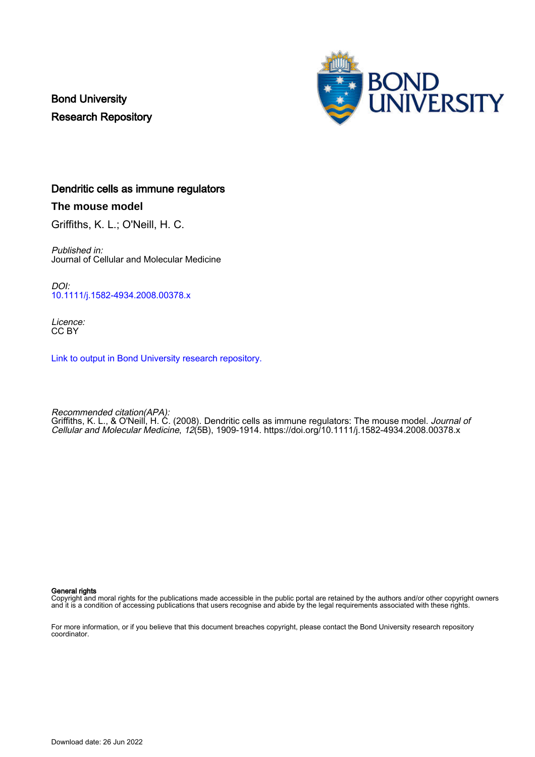Bond University
Research Repository

# Dendritic cells as immune regulators

## The mouse model

Griffiths, K. L.; O'Neill, H. C.

*Published in:*
Journal of Cellular and Molecular Medicine

*DOI:*
10.1111/j.1582-4934.2008.00378.x

*Licence:*
CC BY

Link to output in Bond University research repository.

*Recommended citation(APA):*
Griffiths, K. L., & O'Neill, H. C. (2008). Dendritic cells as immune regulators: The mouse model. *Journal of Cellular and Molecular Medicine*, *12*(5B), 1909-1914. https://doi.org/10.1111/j.1582-4934.2008.00378.x

**General rights**
Copyright and moral rights for the publications made accessible in the public portal are retained by the authors and/or other copyright owners and it is a condition of accessing publications that users recognise and abide by the legal requirements associated with these rights.

For more information, or if you believe that this document breaches copyright, please contact the Bond University research repository coordinator.

Download date: 26 Jun 2022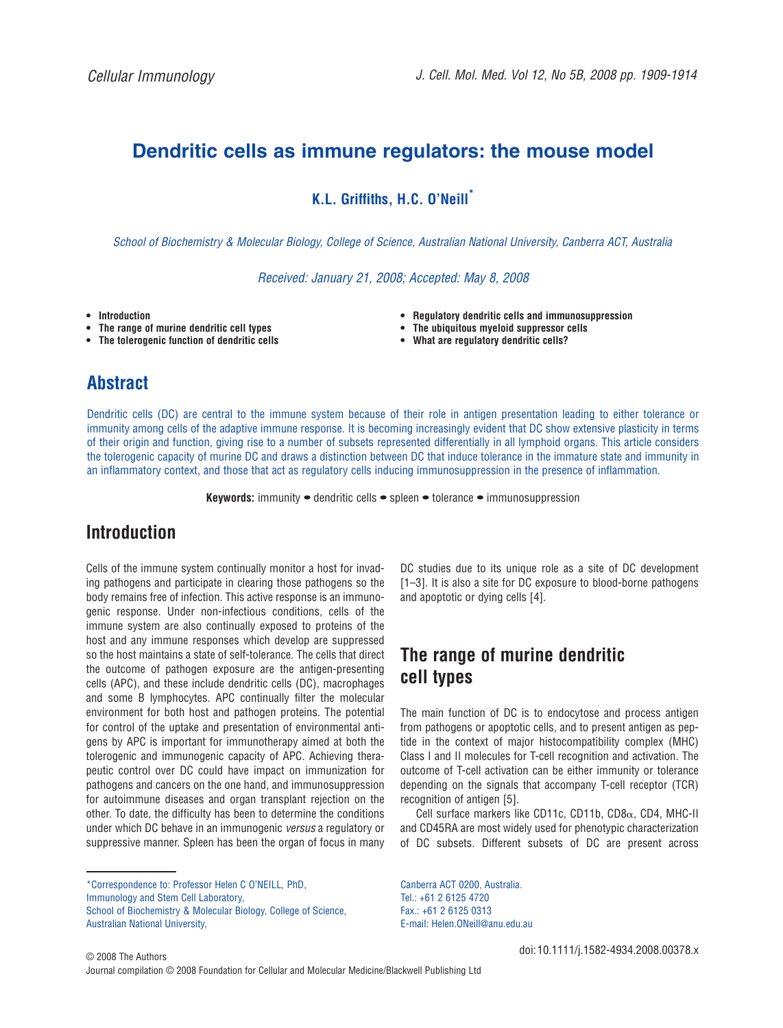# Dendritic cells as immune regulators: the mouse model

**K.L. Griffiths, H.C. O'Neill***

*School of Biochemistry & Molecular Biology, College of Science, Australian National University, Canberra ACT, Australia*

*Received: January 21, 2008; Accepted: May 8, 2008*

- **Introduction**
- **The range of murine dendritic cell types**
- **The tolerogenic function of dendritic cells**
- **Regulatory dendritic cells and immunosuppression**
- **The ubiquitous myeloid suppressor cells**
- **What are regulatory dendritic cells?**

## Abstract

Dendritic cells (DC) are central to the immune system because of their role in antigen presentation leading to either tolerance or immunity among cells of the adaptive immune response. It is becoming increasingly evident that DC show extensive plasticity in terms of their origin and function, giving rise to a number of subsets represented differentially in all lymphoid organs. This article considers the tolerogenic capacity of murine DC and draws a distinction between DC that induce tolerance in the immature state and immunity in an inflammatory context, and those that act as regulatory cells inducing immunosuppression in the presence of inflammation.

**Keywords:** immunity • dendritic cells • spleen • tolerance • immunosuppression

## Introduction

Cells of the immune system continually monitor a host for invading pathogens and participate in clearing those pathogens so the body remains free of infection. This active response is an immunogenic response. Under non-infectious conditions, cells of the immune system are also continually exposed to proteins of the host and any immune responses which develop are suppressed so the host maintains a state of self-tolerance. The cells that direct the outcome of pathogen exposure are the antigen-presenting cells (APC), and these include dendritic cells (DC), macrophages and some B lymphocytes. APC continually filter the molecular environment for both host and pathogen proteins. The potential for control of the uptake and presentation of environmental antigens by APC is important for immunotherapy aimed at both the tolerogenic and immunogenic capacity of APC. Achieving therapeutic control over DC could have impact on immunization for pathogens and cancers on the one hand, and immunosuppression for autoimmune diseases and organ transplant rejection on the other. To date, the difficulty has been to determine the conditions under which DC behave in an immunogenic *versus* a regulatory or suppressive manner. Spleen has been the organ of focus in many DC studies due to its unique role as a site of DC development [1–3]. It is also a site for DC exposure to blood-borne pathogens and apoptotic or dying cells [4].

## The range of murine dendritic cell types

The main function of DC is to endocytose and process antigen from pathogens or apoptotic cells, and to present antigen as peptide in the context of major histocompatibility complex (MHC) Class I and II molecules for T-cell recognition and activation. The outcome of T-cell activation can be either immunity or tolerance depending on the signals that accompany T-cell receptor (TCR) recognition of antigen [5].

Cell surface markers like CD11c, CD11b, CD8$\alpha$, CD4, MHC-II and CD45RA are most widely used for phenotypic characterization of DC subsets. Different subsets of DC are present across

*Correspondence to: Professor Helen C O'NEILL, PhD,
Immunology and Stem Cell Laboratory,
School of Biochemistry & Molecular Biology, College of Science,
Australian National University,
Canberra ACT 0200, Australia.
Tel.: +61 2 6125 4720
Fax.: +61 2 6125 0313
E-mail: Helen.ONeill@anu.edu.au

doi:10.1111/j.1582-4934.2008.00378.x

© 2008 The Authors
Journal compilation © 2008 Foundation for Cellular and Molecular Medicine/Blackwell Publishing Ltd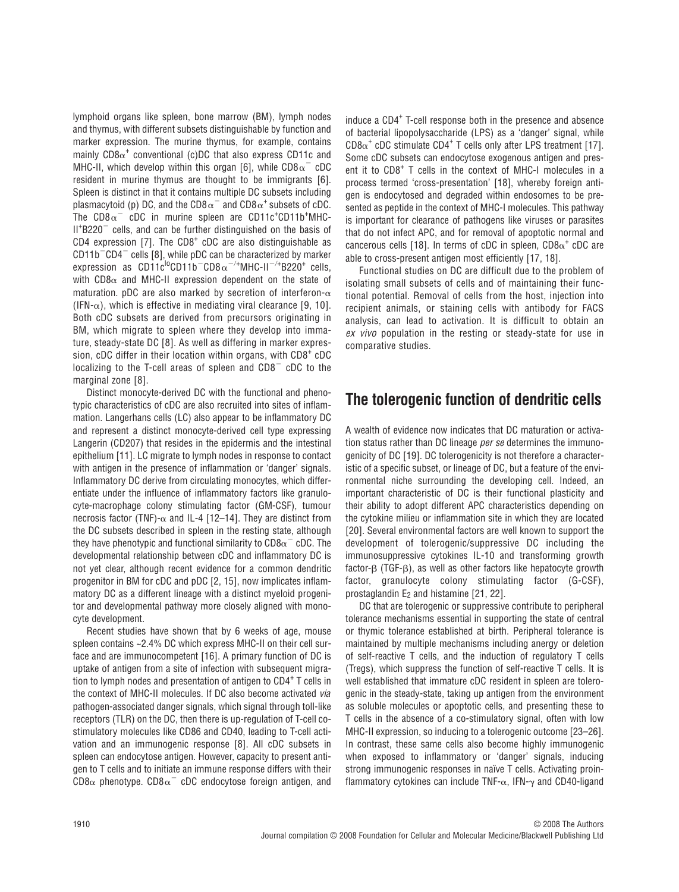lymphoid organs like spleen, bone marrow (BM), lymph nodes and thymus, with different subsets distinguishable by function and marker expression. The murine thymus, for example, contains mainly $CD8\alpha^+$ conventional (c)DC that also express CD11c and MHC-II, which develop within this organ [6], while $CD8\alpha^-$ cDC resident in murine thymus are thought to be immigrants [6]. Spleen is distinct in that it contains multiple DC subsets including plasmacytoid (p) DC, and the $CD8\alpha^-$ and $CD8\alpha^+$ subsets of cDC. The $CD8\alpha^-$ cDC in murine spleen are $CD11c^+CD11b^+MHC\text{-}II^+B220^-$ cells, and can be further distinguished on the basis of CD4 expression [7]. The $CD8^+$ cDC are also distinguishable as $CD11b^-CD4^-$ cells [8], while pDC can be characterized by marker expression as $CD11c^{lo}CD11b^-CD8\alpha^{-/+}MHC\text{-}II^{-/+}B220^+$ cells, with $CD8\alpha$ and MHC-II expression dependent on the state of maturation. pDC are also marked by secretion of interferon-$\alpha$ (IFN-$\alpha$), which is effective in mediating viral clearance [9, 10]. Both cDC subsets are derived from precursors originating in BM, which migrate to spleen where they develop into immature, steady-state DC [8]. As well as differing in marker expression, cDC differ in their location within organs, with $CD8^+$ cDC localizing to the T-cell areas of spleen and $CD8^-$ cDC to the marginal zone [8].

Distinct monocyte-derived DC with the functional and phenotypic characteristics of cDC are also recruited into sites of inflammation. Langerhans cells (LC) also appear to be inflammatory DC and represent a distinct monocyte-derived cell type expressing Langerin (CD207) that resides in the epidermis and the intestinal epithelium [11]. LC migrate to lymph nodes in response to contact with antigen in the presence of inflammation or 'danger' signals. Inflammatory DC derive from circulating monocytes, which differentiate under the influence of inflammatory factors like granulocyte-macrophage colony stimulating factor (GM-CSF), tumour necrosis factor (TNF)-$\alpha$ and IL-4 [12–14]. They are distinct from the DC subsets described in spleen in the resting state, although they have phenotypic and functional similarity to $CD8\alpha^-$ cDC. The developmental relationship between cDC and inflammatory DC is not yet clear, although recent evidence for a common dendritic progenitor in BM for cDC and pDC [2, 15], now implicates inflammatory DC as a different lineage with a distinct myeloid progenitor and developmental pathway more closely aligned with monocyte development.

Recent studies have shown that by 6 weeks of age, mouse spleen contains ~2.4% DC which express MHC-II on their cell surface and are immunocompetent [16]. A primary function of DC is uptake of antigen from a site of infection with subsequent migration to lymph nodes and presentation of antigen to $CD4^+$ T cells in the context of MHC-II molecules. If DC also become activated *via* pathogen-associated danger signals, which signal through toll-like receptors (TLR) on the DC, then there is up-regulation of T-cell co-stimulatory molecules like CD86 and CD40, leading to T-cell activation and an immunogenic response [8]. All cDC subsets in spleen can endocytose antigen. However, capacity to present antigen to T cells and to initiate an immune response differs with their $CD8\alpha$ phenotype. $CD8\alpha^-$ cDC endocytose foreign antigen, and induce a $CD4^+$ T-cell response both in the presence and absence of bacterial lipopolysaccharide (LPS) as a 'danger' signal, while $CD8\alpha^+$ cDC stimulate $CD4^+$ T cells only after LPS treatment [17]. Some cDC subsets can endocytose exogenous antigen and present it to $CD8^+$ T cells in the context of MHC-I molecules in a process termed 'cross-presentation' [18], whereby foreign antigen is endocytosed and degraded within endosomes to be presented as peptide in the context of MHC-I molecules. This pathway is important for clearance of pathogens like viruses or parasites that do not infect APC, and for removal of apoptotic normal and cancerous cells [18]. In terms of cDC in spleen, $CD8\alpha^+$ cDC are able to cross-present antigen most efficiently [17, 18].

Functional studies on DC are difficult due to the problem of isolating small subsets of cells and of maintaining their functional potential. Removal of cells from the host, injection into recipient animals, or staining cells with antibody for FACS analysis, can lead to activation. It is difficult to obtain an *ex vivo* population in the resting or steady-state for use in comparative studies.

## The tolerogenic function of dendritic cells

A wealth of evidence now indicates that DC maturation or activation status rather than DC lineage *per se* determines the immunogenicity of DC [19]. DC tolerogenicity is not therefore a characteristic of a specific subset, or lineage of DC, but a feature of the environmental niche surrounding the developing cell. Indeed, an important characteristic of DC is their functional plasticity and their ability to adopt different APC characteristics depending on the cytokine milieu or inflammation site in which they are located [20]. Several environmental factors are well known to support the development of tolerogenic/suppressive DC including the immunosuppressive cytokines IL-10 and transforming growth factor-$\beta$ (TGF-$\beta$), as well as other factors like hepatocyte growth factor, granulocyte colony stimulating factor (G-CSF), prostaglandin $E_2$ and histamine [21, 22].

DC that are tolerogenic or suppressive contribute to peripheral tolerance mechanisms essential in supporting the state of central or thymic tolerance established at birth. Peripheral tolerance is maintained by multiple mechanisms including anergy or deletion of self-reactive T cells, and the induction of regulatory T cells (Tregs), which suppress the function of self-reactive T cells. It is well established that immature cDC resident in spleen are tolerogenic in the steady-state, taking up antigen from the environment as soluble molecules or apoptotic cells, and presenting these to T cells in the absence of a co-stimulatory signal, often with low MHC-II expression, so inducing to a tolerogenic outcome [23–26]. In contrast, these same cells also become highly immunogenic when exposed to inflammatory or 'danger' signals, inducing strong immunogenic responses in naïve T cells. Activating proinflammatory cytokines can include TNF-$\alpha$, IFN-$\gamma$ and CD40-ligand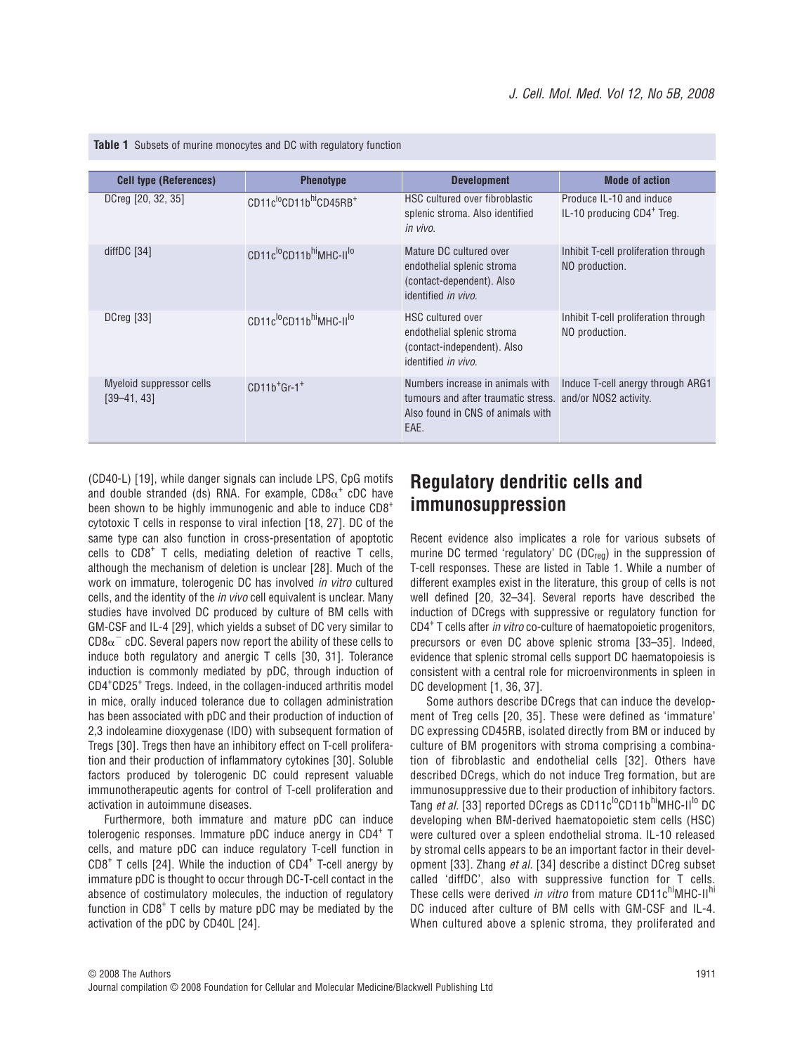**Table 1** Subsets of murine monocytes and DC with regulatory function

| Cell type (References) | Phenotype | Development | Mode of action |
|---|---|---|---|
| DCreg [20, 32, 35] | $CD11c^{lo}CD11b^{hi}CD45RB^{+}$ | HSC cultured over fibroblastic splenic stroma. Also identified *in vivo*. | Produce IL-10 and induce IL-10 producing $CD4^{+}$ Treg. |
| diffDC [34] | $CD11c^{lo}CD11b^{hi}MHC\text{-}II^{lo}$ | Mature DC cultured over endothelial splenic stroma (contact-dependent). Also identified *in vivo*. | Inhibit T-cell proliferation through NO production. |
| DCreg [33] | $CD11c^{lo}CD11b^{hi}MHC\text{-}II^{lo}$ | HSC cultured over endothelial splenic stroma (contact-independent). Also identified *in vivo*. | Inhibit T-cell proliferation through NO production. |
| Myeloid suppressor cells [39–41, 43] | $CD11b^{+}Gr\text{-}1^{+}$ | Numbers increase in animals with tumours and after traumatic stress. Also found in CNS of animals with EAE. | Induce T-cell anergy through ARG1 and/or NOS2 activity. |

(CD40-L) [19], while danger signals can include LPS, CpG motifs and double stranded (ds) RNA. For example, $CD8\alpha^{+}$ cDC have been shown to be highly immunogenic and able to induce $CD8^{+}$ cytotoxic T cells in response to viral infection [18, 27]. DC of the same type can also function in cross-presentation of apoptotic cells to $CD8^{+}$ T cells, mediating deletion of reactive T cells, although the mechanism of deletion is unclear [28]. Much of the work on immature, tolerogenic DC has involved *in vitro* cultured cells, and the identity of the *in vivo* cell equivalent is unclear. Many studies have involved DC produced by culture of BM cells with GM-CSF and IL-4 [29], which yields a subset of DC very similar to $CD8\alpha^{-}$ cDC. Several papers now report the ability of these cells to induce both regulatory and anergic T cells [30, 31]. Tolerance induction is commonly mediated by pDC, through induction of $CD4^{+}CD25^{+}$ Tregs. Indeed, in the collagen-induced arthritis model in mice, orally induced tolerance due to collagen administration has been associated with pDC and their production of induction of 2,3 indoleamine dioxygenase (IDO) with subsequent formation of Tregs [30]. Tregs then have an inhibitory effect on T-cell proliferation and their production of inflammatory cytokines [30]. Soluble factors produced by tolerogenic DC could represent valuable immunotherapeutic agents for control of T-cell proliferation and activation in autoimmune diseases.

Furthermore, both immature and mature pDC can induce tolerogenic responses. Immature pDC induce anergy in $CD4^{+}$ T cells, and mature pDC can induce regulatory T-cell function in $CD8^{+}$ T cells [24]. While the induction of $CD4^{+}$ T-cell anergy by immature pDC is thought to occur through DC-T-cell contact in the absence of costimulatory molecules, the induction of regulatory function in $CD8^{+}$ T cells by mature pDC may be mediated by the activation of the pDC by CD40L [24].

## Regulatory dendritic cells and immunosuppression

Recent evidence also implicates a role for various subsets of murine DC termed 'regulatory' DC ($DC_{reg}$) in the suppression of T-cell responses. These are listed in Table 1. While a number of different examples exist in the literature, this group of cells is not well defined [20, 32–34]. Several reports have described the induction of DCregs with suppressive or regulatory function for $CD4^{+}$ T cells after *in vitro* co-culture of haematopoietic progenitors, precursors or even DC above splenic stroma [33–35]. Indeed, evidence that splenic stromal cells support DC haematopoiesis is consistent with a central role for microenvironments in spleen in DC development [1, 36, 37].

Some authors describe DCregs that can induce the development of Treg cells [20, 35]. These were defined as 'immature' DC expressing CD45RB, isolated directly from BM or induced by culture of BM progenitors with stroma comprising a combination of fibroblastic and endothelial cells [32]. Others have described DCregs, which do not induce Treg formation, but are immunosuppressive due to their production of inhibitory factors. Tang *et al.* [33] reported DCregs as $CD11c^{lo}CD11b^{hi}MHC\text{-}II^{lo}$ DC developing when BM-derived haematopoietic stem cells (HSC) were cultured over a spleen endothelial stroma. IL-10 released by stromal cells appears to be an important factor in their development [33]. Zhang *et al.* [34] describe a distinct DCreg subset called 'diffDC', also with suppressive function for T cells. These cells were derived *in vitro* from mature $CD11c^{hi}MHC\text{-}II^{hi}$ DC induced after culture of BM cells with GM-CSF and IL-4. When cultured above a splenic stroma, they proliferated and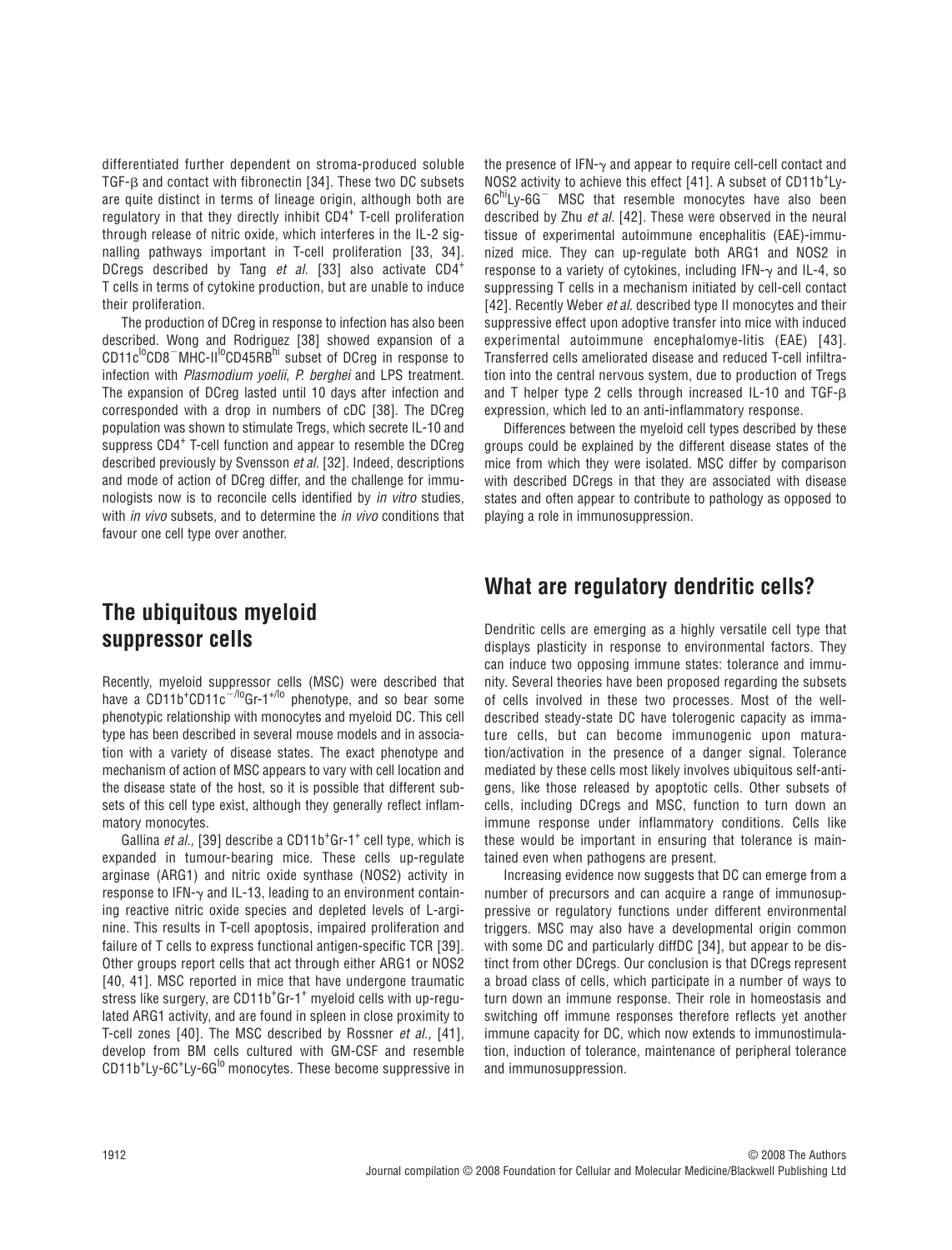differentiated further dependent on stroma-produced soluble TGF-β and contact with fibronectin [34]. These two DC subsets are quite distinct in terms of lineage origin, although both are regulatory in that they directly inhibit $CD4^+$ T-cell proliferation through release of nitric oxide, which interferes in the IL-2 signalling pathways important in T-cell proliferation [33, 34]. DCregs described by Tang *et al.* [33] also activate $CD4^+$ T cells in terms of cytokine production, but are unable to induce their proliferation.

The production of DCreg in response to infection has also been described. Wong and Rodriguez [38] showed expansion of a $CD11c^{lo}CD8^-$MHC-$II^{lo}CD45RB^{hi}$ subset of DCreg in response to infection with *Plasmodium yoelii*, *P. berghei* and LPS treatment. The expansion of DCreg lasted until 10 days after infection and corresponded with a drop in numbers of cDC [38]. The DCreg population was shown to stimulate Tregs, which secrete IL-10 and suppress $CD4^+$ T-cell function and appear to resemble the DCreg described previously by Svensson *et al.* [32]. Indeed, descriptions and mode of action of DCreg differ, and the challenge for immunologists now is to reconcile cells identified by *in vitro* studies, with *in vivo* subsets, and to determine the *in vivo* conditions that favour one cell type over another.

## The ubiquitous myeloid suppressor cells

Recently, myeloid suppressor cells (MSC) were described that have a $CD11b^+CD11c^{-/lo}Gr\text{-}1^{+/lo}$ phenotype, and so bear some phenotypic relationship with monocytes and myeloid DC. This cell type has been described in several mouse models and in association with a variety of disease states. The exact phenotype and mechanism of action of MSC appears to vary with cell location and the disease state of the host, so it is possible that different subsets of this cell type exist, although they generally reflect inflammatory monocytes.

Gallina *et al.,* [39] describe a $CD11b^+Gr\text{-}1^+$ cell type, which is expanded in tumour-bearing mice. These cells up-regulate arginase (ARG1) and nitric oxide synthase (NOS2) activity in response to IFN-γ and IL-13, leading to an environment containing reactive nitric oxide species and depleted levels of L-arginine. This results in T-cell apoptosis, impaired proliferation and failure of T cells to express functional antigen-specific TCR [39]. Other groups report cells that act through either ARG1 or NOS2 [40, 41]. MSC reported in mice that have undergone traumatic stress like surgery, are $CD11b^+Gr\text{-}1^+$ myeloid cells with up-regulated ARG1 activity, and are found in spleen in close proximity to T-cell zones [40]. The MSC described by Rossner *et al.,* [41], develop from BM cells cultured with GM-CSF and resemble $CD11b^+Ly\text{-}6C^+Ly\text{-}6G^{lo}$ monocytes. These become suppressive in the presence of IFN-γ and appear to require cell-cell contact and NOS2 activity to achieve this effect [41]. A subset of $CD11b^+Ly\text{-}6C^{hi}Ly\text{-}6G^-$ MSC that resemble monocytes have also been described by Zhu *et al.* [42]. These were observed in the neural tissue of experimental autoimmune encephalitis (EAE)-immunized mice. They can up-regulate both ARG1 and NOS2 in response to a variety of cytokines, including IFN-γ and IL-4, so suppressing T cells in a mechanism initiated by cell-cell contact [42]. Recently Weber *et al.* described type II monocytes and their suppressive effect upon adoptive transfer into mice with induced experimental autoimmune encephalomye-litis (EAE) [43]. Transferred cells ameliorated disease and reduced T-cell infiltration into the central nervous system, due to production of Tregs and T helper type 2 cells through increased IL-10 and TGF-β expression, which led to an anti-inflammatory response.

Differences between the myeloid cell types described by these groups could be explained by the different disease states of the mice from which they were isolated. MSC differ by comparison with described DCregs in that they are associated with disease states and often appear to contribute to pathology as opposed to playing a role in immunosuppression.

## What are regulatory dendritic cells?

Dendritic cells are emerging as a highly versatile cell type that displays plasticity in response to environmental factors. They can induce two opposing immune states: tolerance and immunity. Several theories have been proposed regarding the subsets of cells involved in these two processes. Most of the well-described steady-state DC have tolerogenic capacity as immature cells, but can become immunogenic upon maturation/activation in the presence of a danger signal. Tolerance mediated by these cells most likely involves ubiquitous self-antigens, like those released by apoptotic cells. Other subsets of cells, including DCregs and MSC, function to turn down an immune response under inflammatory conditions. Cells like these would be important in ensuring that tolerance is maintained even when pathogens are present.

Increasing evidence now suggests that DC can emerge from a number of precursors and can acquire a range of immunosuppressive or regulatory functions under different environmental triggers. MSC may also have a developmental origin common with some DC and particularly diffDC [34], but appear to be distinct from other DCregs. Our conclusion is that DCregs represent a broad class of cells, which participate in a number of ways to turn down an immune response. Their role in homeostasis and switching off immune responses therefore reflects yet another immune capacity for DC, which now extends to immunostimulation, induction of tolerance, maintenance of peripheral tolerance and immunosuppression.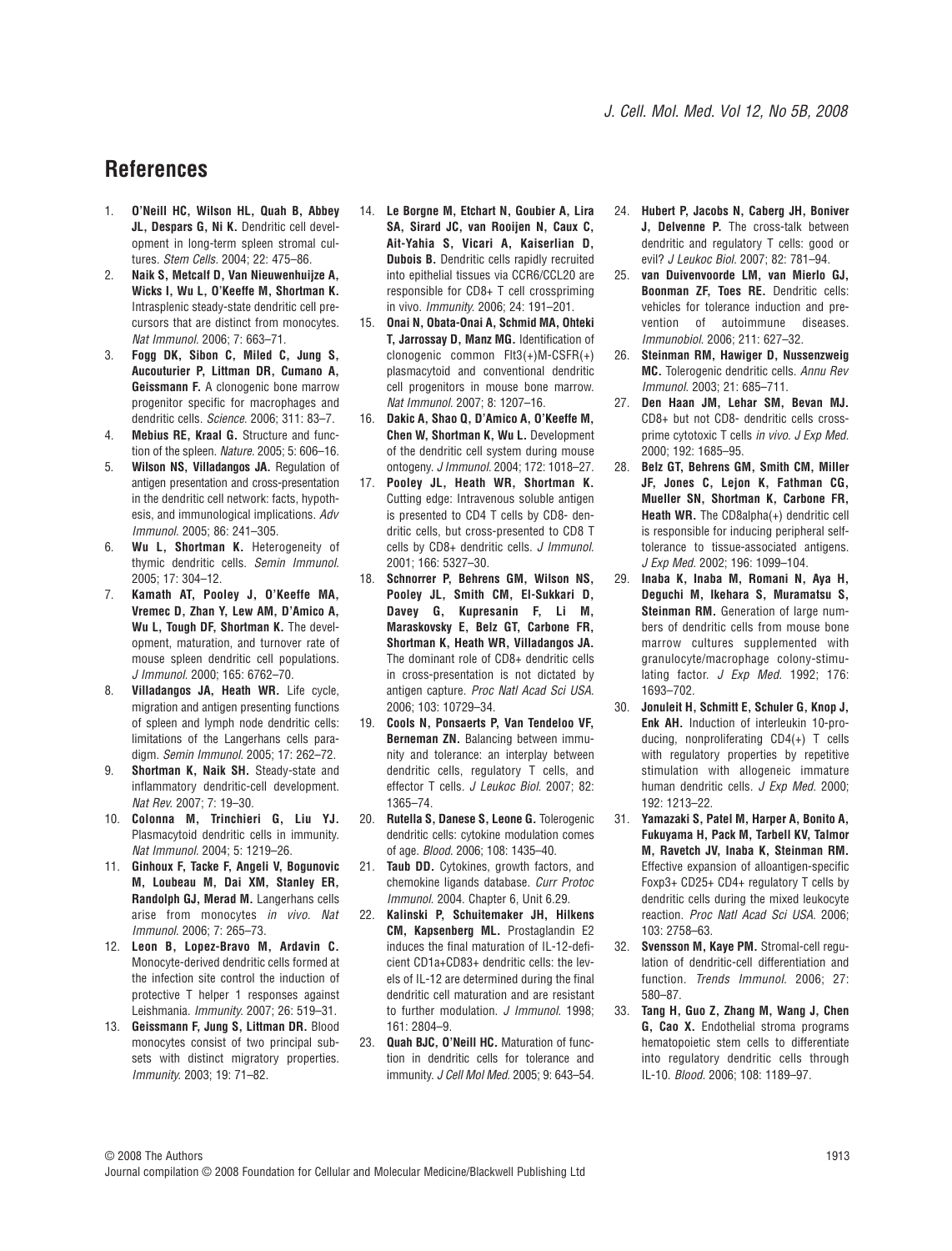## References

1. **O'Neill HC, Wilson HL, Quah B, Abbey JL, Despars G, Ni K.** Dendritic cell development in long-term spleen stromal cultures. *Stem Cells.* 2004; 22: 475–86.
2. **Naik S, Metcalf D, Van Nieuwenhuijze A, Wicks I, Wu L, O'Keeffe M, Shortman K.** Intrasplenic steady-state dendritic cell precursors that are distinct from monocytes. *Nat Immunol.* 2006; 7: 663–71.
3. **Fogg DK, Sibon C, Miled C, Jung S, Aucouturier P, Littman DR, Cumano A, Geissmann F.** A clonogenic bone marrow progenitor specific for macrophages and dendritic cells. *Science.* 2006; 311: 83–7.
4. **Mebius RE, Kraal G.** Structure and function of the spleen. *Nature.* 2005; 5: 606–16.
5. **Wilson NS, Villadangos JA.** Regulation of antigen presentation and cross-presentation in the dendritic cell network: facts, hypothesis, and immunological implications. *Adv Immunol.* 2005; 86: 241–305.
6. **Wu L, Shortman K.** Heterogeneity of thymic dendritic cells. *Semin Immunol.* 2005; 17: 304–12.
7. **Kamath AT, Pooley J, O'Keeffe MA, Vremec D, Zhan Y, Lew AM, D'Amico A, Wu L, Tough DF, Shortman K.** The development, maturation, and turnover rate of mouse spleen dendritic cell populations. *J Immunol.* 2000; 165: 6762–70.
8. **Villadangos JA, Heath WR.** Life cycle, migration and antigen presenting functions of spleen and lymph node dendritic cells: limitations of the Langerhans cells paradigm. *Semin Immunol.* 2005; 17: 262–72.
9. **Shortman K, Naik SH.** Steady-state and inflammatory dendritic-cell development. *Nat Rev.* 2007; 7: 19–30.
10. **Colonna M, Trinchieri G, Liu YJ.** Plasmacytoid dendritic cells in immunity. *Nat Immunol.* 2004; 5: 1219–26.
11. **Ginhoux F, Tacke F, Angeli V, Bogunovic M, Loubeau M, Dai XM, Stanley ER, Randolph GJ, Merad M.** Langerhans cells arise from monocytes *in vivo*. *Nat Immunol.* 2006; 7: 265–73.
12. **Leon B, Lopez-Bravo M, Ardavin C.** Monocyte-derived dendritic cells formed at the infection site control the induction of protective T helper 1 responses against Leishmania. *Immunity.* 2007; 26: 519–31.
13. **Geissmann F, Jung S, Littman DR.** Blood monocytes consist of two principal subsets with distinct migratory properties. *Immunity.* 2003; 19: 71–82.
14. **Le Borgne M, Etchart N, Goubier A, Lira SA, Sirard JC, van Rooijen N, Caux C, Ait-Yahia S, Vicari A, Kaiserlian D, Dubois B.** Dendritic cells rapidly recruited into epithelial tissues via CCR6/CCL20 are responsible for CD8+ T cell crosspriming in vivo. *Immunity.* 2006; 24: 191–201.
15. **Onai N, Obata-Onai A, Schmid MA, Ohteki T, Jarrossay D, Manz MG.** Identification of clonogenic common Flt3(+)M-CSFR(+) plasmacytoid and conventional dendritic cell progenitors in mouse bone marrow. *Nat Immunol.* 2007; 8: 1207–16.
16. **Dakic A, Shao Q, D'Amico A, O'Keeffe M, Chen W, Shortman K, Wu L.** Development of the dendritic cell system during mouse ontogeny. *J Immunol.* 2004; 172: 1018–27.
17. **Pooley JL, Heath WR, Shortman K.** Cutting edge: Intravenous soluble antigen is presented to CD4 T cells by CD8- dendritic cells, but cross-presented to CD8 T cells by CD8+ dendritic cells. *J Immunol.* 2001; 166: 5327–30.
18. **Schnorrer P, Behrens GM, Wilson NS, Pooley JL, Smith CM, El-Sukkari D, Davey G, Kupresanin F, Li M, Maraskovsky E, Belz GT, Carbone FR, Shortman K, Heath WR, Villadangos JA.** The dominant role of CD8+ dendritic cells in cross-presentation is not dictated by antigen capture. *Proc Natl Acad Sci USA.* 2006; 103: 10729–34.
19. **Cools N, Ponsaerts P, Van Tendeloo VF, Berneman ZN.** Balancing between immunity and tolerance: an interplay between dendritic cells, regulatory T cells, and effector T cells. *J Leukoc Biol.* 2007; 82: 1365–74.
20. **Rutella S, Danese S, Leone G.** Tolerogenic dendritic cells: cytokine modulation comes of age. *Blood.* 2006; 108: 1435–40.
21. **Taub DD.** Cytokines, growth factors, and chemokine ligands database. *Curr Protoc Immunol.* 2004. Chapter 6, Unit 6.29.
22. **Kalinski P, Schuitemaker JH, Hilkens CM, Kapsenberg ML.** Prostaglandin E2 induces the final maturation of IL-12-deficient CD1a+CD83+ dendritic cells: the levels of IL-12 are determined during the final dendritic cell maturation and are resistant to further modulation. *J Immunol.* 1998; 161: 2804–9.
23. **Quah BJC, O'Neill HC.** Maturation of function in dendritic cells for tolerance and immunity. *J Cell Mol Med.* 2005; 9: 643–54.
24. **Hubert P, Jacobs N, Caberg JH, Boniver J, Delvenne P.** The cross-talk between dendritic and regulatory T cells: good or evil? *J Leukoc Biol.* 2007; 82: 781–94.
25. **van Duivenvoorde LM, van Mierlo GJ, Boonman ZF, Toes RE.** Dendritic cells: vehicles for tolerance induction and prevention of autoimmune diseases. *Immunobiol.* 2006; 211: 627–32.
26. **Steinman RM, Hawiger D, Nussenzweig MC.** Tolerogenic dendritic cells. *Annu Rev Immunol.* 2003; 21: 685–711.
27. **Den Haan JM, Lehar SM, Bevan MJ.** CD8+ but not CD8- dendritic cells cross-prime cytotoxic T cells *in vivo*. *J Exp Med.* 2000; 192: 1685–95.
28. **Belz GT, Behrens GM, Smith CM, Miller JF, Jones C, Lejon K, Fathman CG, Mueller SN, Shortman K, Carbone FR, Heath WR.** The CD8alpha(+) dendritic cell is responsible for inducing peripheral self-tolerance to tissue-associated antigens. *J Exp Med.* 2002; 196: 1099–104.
29. **Inaba K, Inaba M, Romani N, Aya H, Deguchi M, Ikehara S, Muramatsu S, Steinman RM.** Generation of large numbers of dendritic cells from mouse bone marrow cultures supplemented with granulocyte/macrophage colony-stimulating factor. *J Exp Med.* 1992; 176: 1693–702.
30. **Jonuleit H, Schmitt E, Schuler G, Knop J, Enk AH.** Induction of interleukin 10-producing, nonproliferating CD4(+) T cells with regulatory properties by repetitive stimulation with allogeneic immature human dendritic cells. *J Exp Med.* 2000; 192: 1213–22.
31. **Yamazaki S, Patel M, Harper A, Bonito A, Fukuyama H, Pack M, Tarbell KV, Talmor M, Ravetch JV, Inaba K, Steinman RM.** Effective expansion of alloantigen-specific Foxp3+ CD25+ CD4+ regulatory T cells by dendritic cells during the mixed leukocyte reaction. *Proc Natl Acad Sci USA.* 2006; 103: 2758–63.
32. **Svensson M, Kaye PM.** Stromal-cell regulation of dendritic-cell differentiation and function. *Trends Immunol.* 2006; 27: 580–87.
33. **Tang H, Guo Z, Zhang M, Wang J, Chen G, Cao X.** Endothelial stroma programs hematopoietic stem cells to differentiate into regulatory dendritic cells through IL-10. *Blood.* 2006; 108: 1189–97.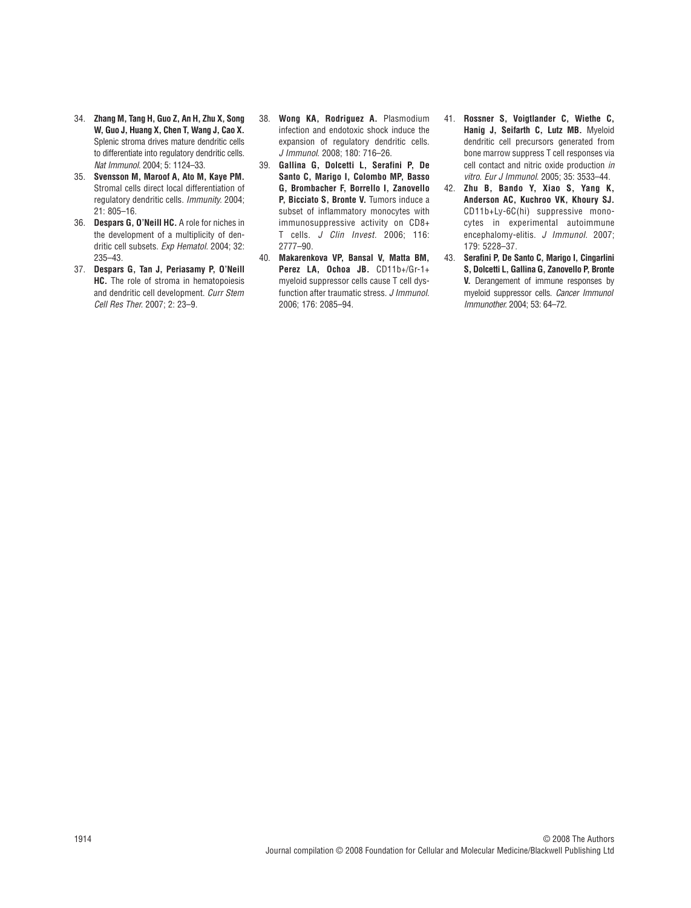34. **Zhang M, Tang H, Guo Z, An H, Zhu X, Song W, Guo J, Huang X, Chen T, Wang J, Cao X.** Splenic stroma drives mature dendritic cells to differentiate into regulatory dendritic cells. *Nat Immunol.* 2004; 5: 1124–33.
35. **Svensson M, Maroof A, Ato M, Kaye PM.** Stromal cells direct local differentiation of regulatory dendritic cells. *Immunity.* 2004; 21: 805–16.
36. **Despars G, O'Neill HC.** A role for niches in the development of a multiplicity of dendritic cell subsets. *Exp Hematol.* 2004; 32: 235–43.
37. **Despars G, Tan J, Periasamy P, O'Neill HC.** The role of stroma in hematopoiesis and dendritic cell development. *Curr Stem Cell Res Ther.* 2007; 2: 23–9.
38. **Wong KA, Rodriguez A.** Plasmodium infection and endotoxic shock induce the expansion of regulatory dendritic cells. *J Immunol.* 2008; 180: 716–26.
39. **Gallina G, Dolcetti L, Serafini P, De Santo C, Marigo I, Colombo MP, Basso G, Brombacher F, Borrello I, Zanovello P, Bicciato S, Bronte V.** Tumors induce a subset of inflammatory monocytes with immunosuppressive activity on CD8+ T cells. *J Clin Invest.* 2006; 116: 2777–90.
40. **Makarenkova VP, Bansal V, Matta BM, Perez LA, Ochoa JB.** CD11b+/Gr-1+ myeloid suppressor cells cause T cell dysfunction after traumatic stress. *J Immunol.* 2006; 176: 2085–94.
41. **Rossner S, Voigtlander C, Wiethe C, Hanig J, Seifarth C, Lutz MB.** Myeloid dendritic cell precursors generated from bone marrow suppress T cell responses via cell contact and nitric oxide production *in vitro*. *Eur J Immunol.* 2005; 35: 3533–44.
42. **Zhu B, Bando Y, Xiao S, Yang K, Anderson AC, Kuchroo VK, Khoury SJ.** CD11b+Ly-6C(hi) suppressive monocytes in experimental autoimmune encephalomy-elitis. *J Immunol.* 2007; 179: 5228–37.
43. **Serafini P, De Santo C, Marigo I, Cingarlini S, Dolcetti L, Gallina G, Zanovello P, Bronte V.** Derangement of immune responses by myeloid suppressor cells. *Cancer Immunol Immunother.* 2004; 53: 64–72.